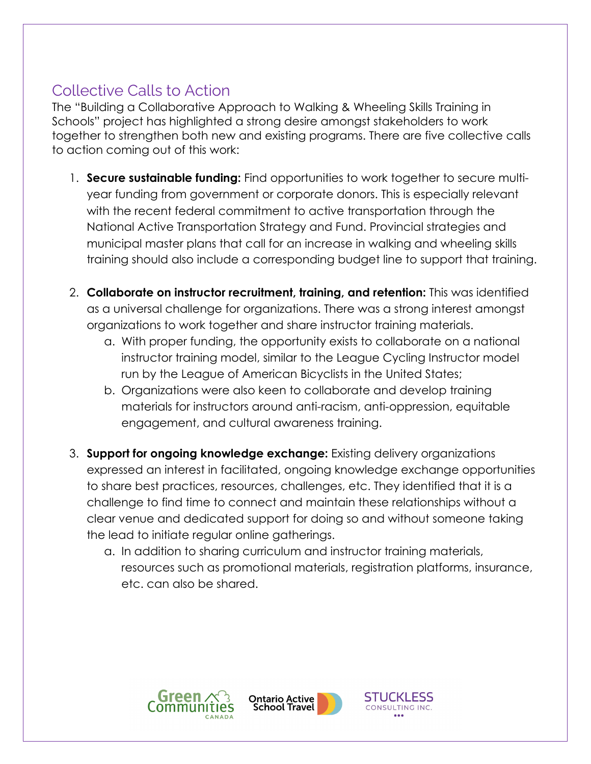## Collective Calls to Action

The "Building a Collaborative Approach to Walking & Wheeling Skills Training in Schools" project has highlighted a strong desire amongst stakeholders to work together to strengthen both new and existing programs. There are five collective calls to action coming out of this work:

1. **Secure sustainable funding:** Find opportunities to work together to secure multi-year funding from government or corporate donors. This is especially relevant with the recent federal commitment to active transportation through the National Active Transportation Strategy and Fund. Provincial strategies and municipal master plans that call for an increase in walking and wheeling skills training should also include a corresponding budget line to support that training.

2. **Collaborate on instructor recruitment, training, and retention:** This was identified as a universal challenge for organizations. There was a strong interest amongst organizations to work together and share instructor training materials.
    a. With proper funding, the opportunity exists to collaborate on a national instructor training model, similar to the League Cycling Instructor model run by the League of American Bicyclists in the United States;
    b. Organizations were also keen to collaborate and develop training materials for instructors around anti-racism, anti-oppression, equitable engagement, and cultural awareness training.

3. **Support for ongoing knowledge exchange:** Existing delivery organizations expressed an interest in facilitated, ongoing knowledge exchange opportunities to share best practices, resources, challenges, etc. They identified that it is a challenge to find time to connect and maintain these relationships without a clear venue and dedicated support for doing so and without someone taking the lead to initiate regular online gatherings.
    a. In addition to sharing curriculum and instructor training materials, resources such as promotional materials, registration platforms, insurance, etc. can also be shared.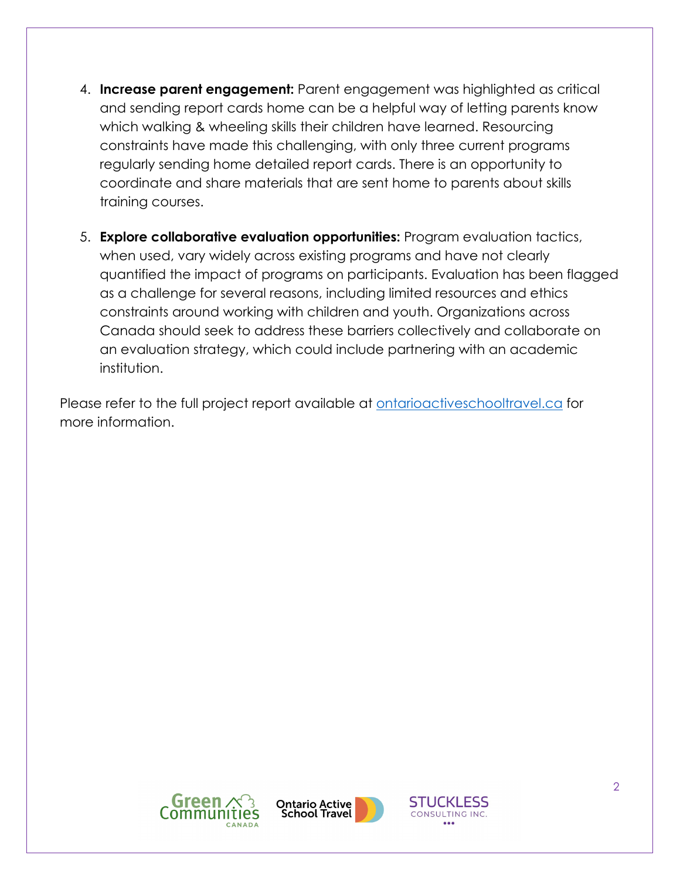4. **Increase parent engagement:** Parent engagement was highlighted as critical and sending report cards home can be a helpful way of letting parents know which walking & wheeling skills their children have learned. Resourcing constraints have made this challenging, with only three current programs regularly sending home detailed report cards. There is an opportunity to coordinate and share materials that are sent home to parents about skills training courses.

5. **Explore collaborative evaluation opportunities:** Program evaluation tactics, when used, vary widely across existing programs and have not clearly quantified the impact of programs on participants. Evaluation has been flagged as a challenge for several reasons, including limited resources and ethics constraints around working with children and youth. Organizations across Canada should seek to address these barriers collectively and collaborate on an evaluation strategy, which could include partnering with an academic institution.

Please refer to the full project report available at [ontarioactiveschooltravel.ca](ontarioactiveschooltravel.ca) for more information.